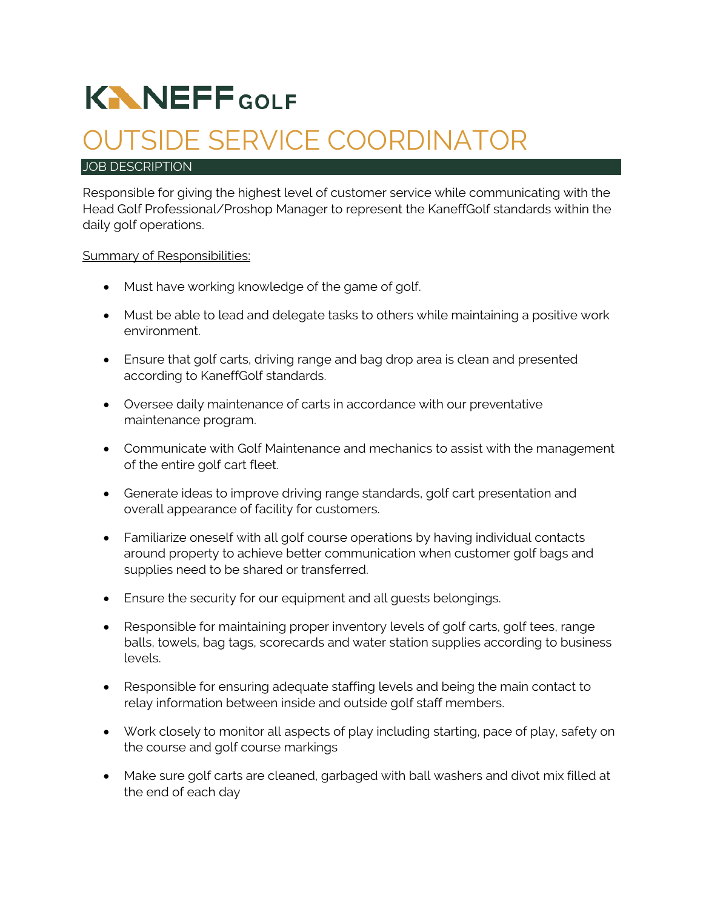# KANEFF GOLF

# OUTSIDE SERVICE COORDINATOR

## JOB DESCRIPTION

Responsible for giving the highest level of customer service while communicating with the Head Golf Professional/Proshop Manager to represent the KaneffGolf standards within the daily golf operations.

Summary of Responsibilities:

- Must have working knowledge of the game of golf.
- Must be able to lead and delegate tasks to others while maintaining a positive work environment.
- Ensure that golf carts, driving range and bag drop area is clean and presented according to KaneffGolf standards.
- Oversee daily maintenance of carts in accordance with our preventative maintenance program.
- Communicate with Golf Maintenance and mechanics to assist with the management of the entire golf cart fleet.
- Generate ideas to improve driving range standards, golf cart presentation and overall appearance of facility for customers.
- Familiarize oneself with all golf course operations by having individual contacts around property to achieve better communication when customer golf bags and supplies need to be shared or transferred.
- Ensure the security for our equipment and all guests belongings.
- Responsible for maintaining proper inventory levels of golf carts, golf tees, range balls, towels, bag tags, scorecards and water station supplies according to business levels.
- Responsible for ensuring adequate staffing levels and being the main contact to relay information between inside and outside golf staff members.
- Work closely to monitor all aspects of play including starting, pace of play, safety on the course and golf course markings
- Make sure golf carts are cleaned, garbaged with ball washers and divot mix filled at the end of each day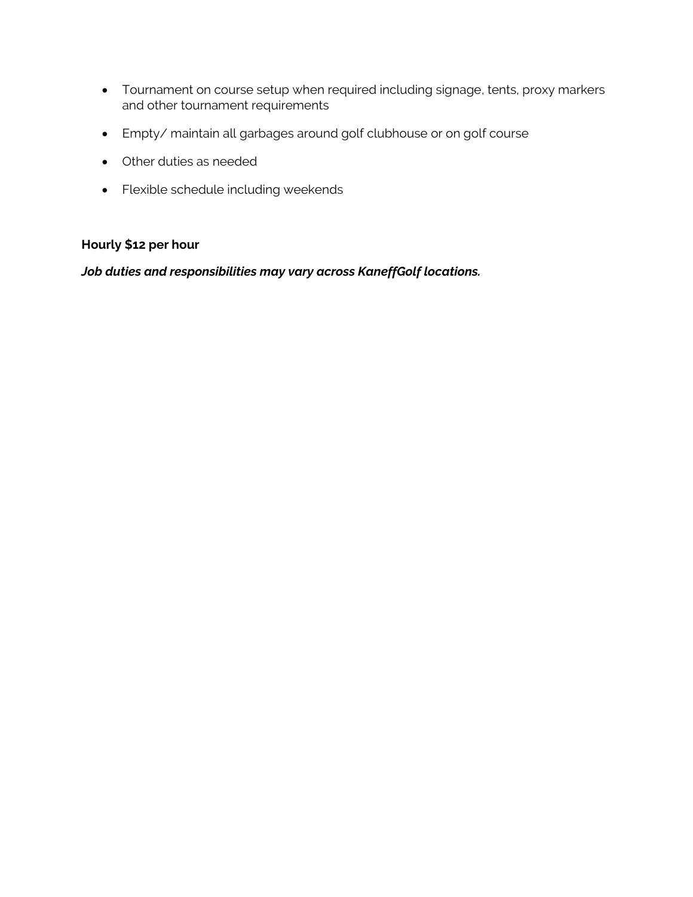- Tournament on course setup when required including signage, tents, proxy markers and other tournament requirements
- Empty/ maintain all garbages around golf clubhouse or on golf course
- Other duties as needed
- Flexible schedule including weekends

**Hourly $12 per hour**

***Job duties and responsibilities may vary across KaneffGolf locations.***